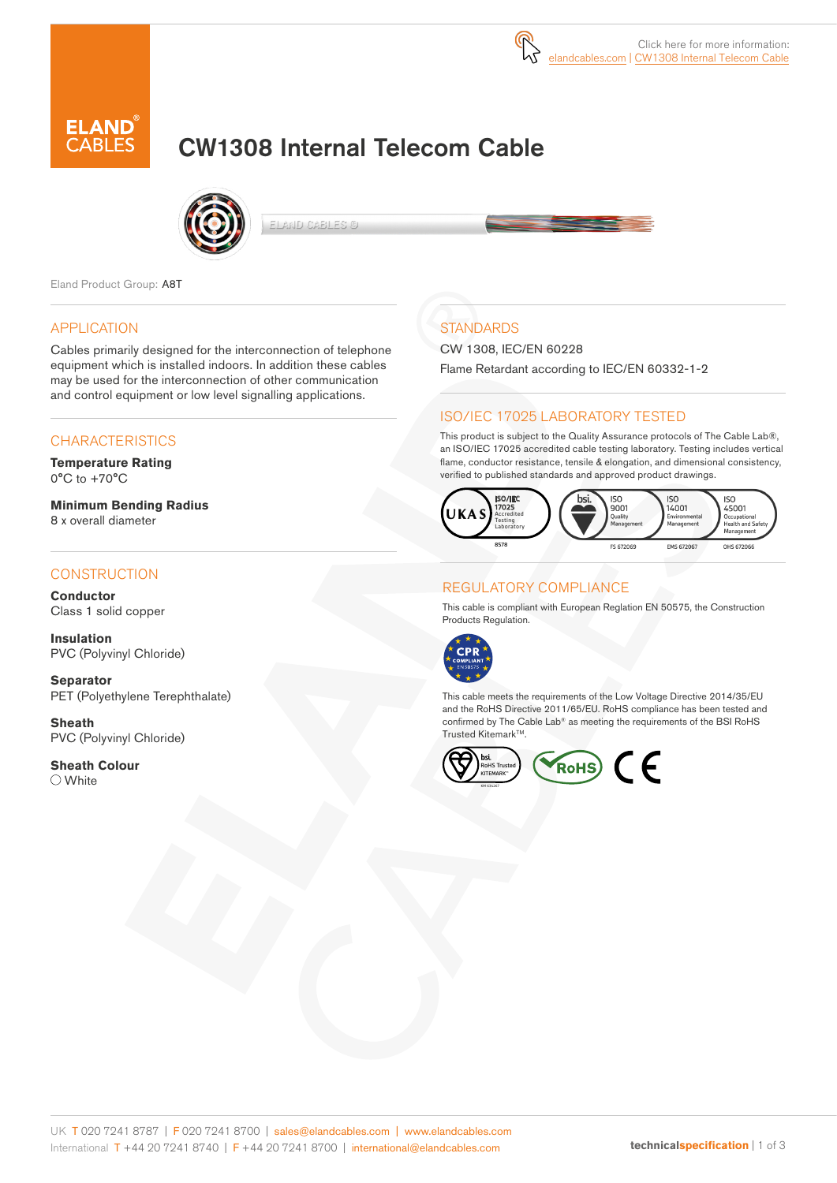Click here for more information: elandcables.com | CW1308 Internal Telecom Cable

# CW1308 Internal Telecom Cable

Eland Product Group: A8T

## APPLICATION

Cables primarily designed for the interconnection of telephone equipment which is installed indoors. In addition these cables may be used for the interconnection of other communication and control equipment or low level signalling applications.

## CHARACTERISTICS

**Temperature Rating**
0°C to +70°C

**Minimum Bending Radius**
8 x overall diameter

## CONSTRUCTION

**Conductor**
Class 1 solid copper

**Insulation**
PVC (Polyvinyl Chloride)

**Separator**
PET (Polyethylene Terephthalate)

**Sheath**
PVC (Polyvinyl Chloride)

**Sheath Colour**
○ White

## STANDARDS

CW 1308, IEC/EN 60228

Flame Retardant according to IEC/EN 60332-1-2

## ISO/IEC 17025 LABORATORY TESTED

This product is subject to the Quality Assurance protocols of The Cable Lab®, an ISO/IEC 17025 accredited cable testing laboratory. Testing includes vertical flame, conductor resistance, tensile & elongation, and dimensional consistency, verified to published standards and approved product drawings.

UKAS ISO/IEC 17025 Accredited Testing Laboratory 8578 | bsi. ISO 9001 Quality Management FS 672069 | ISO 14001 Environmental Management EMS 672067 | ISO 45001 Occupational Health and Safety Management OHS 672066

## REGULATORY COMPLIANCE

This cable is compliant with European Reglation EN 50575, the Construction Products Regulation.

CPR COMPLIANT EN 50575

This cable meets the requirements of the Low Voltage Directive 2014/35/EU and the RoHS Directive 2011/65/EU. RoHS compliance has been tested and confirmed by The Cable Lab® as meeting the requirements of the BSI RoHS Trusted Kitemark™.

bsi. RoHS Trusted KITEMARK™ | RoHS | CE

UK T 020 7241 8787 | F 020 7241 8700 | sales@elandcables.com | www.elandcables.com
International T +44 20 7241 8740 | F +44 20 7241 8700 | international@elandcables.com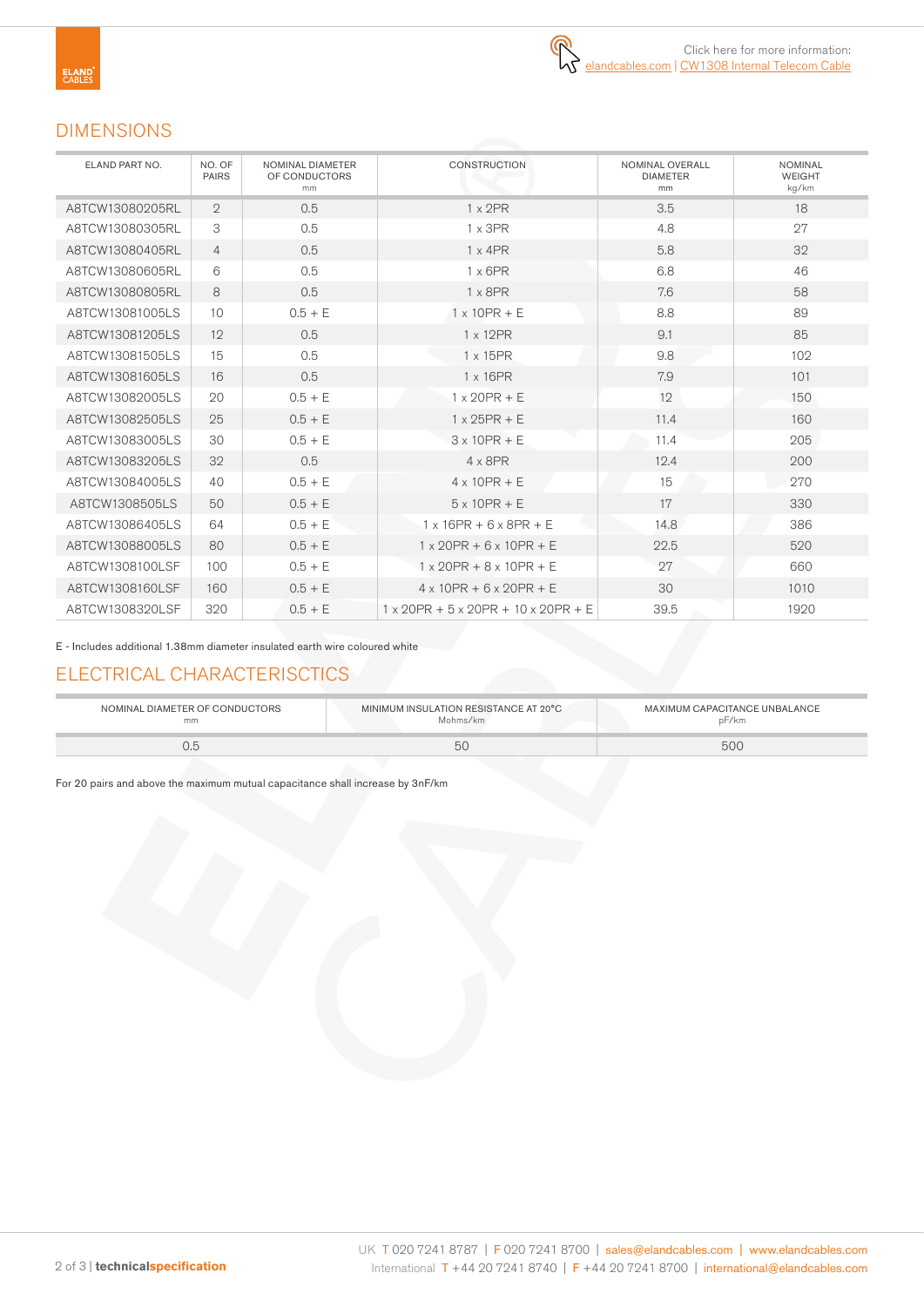Click here for more information: elandcables.com | CW1308 Internal Telecom Cable

## DIMENSIONS

| ELAND PART NO. | NO. OF PAIRS | NOMINAL DIAMETER OF CONDUCTORS mm | CONSTRUCTION | NOMINAL OVERALL DIAMETER mm | NOMINAL WEIGHT kg/km |
|---|---|---|---|---|---|
| A8TCW13080205RL | 2 | 0.5 | 1 x 2PR | 3.5 | 18 |
| A8TCW13080305RL | 3 | 0.5 | 1 x 3PR | 4.8 | 27 |
| A8TCW13080405RL | 4 | 0.5 | 1 x 4PR | 5.8 | 32 |
| A8TCW13080605RL | 6 | 0.5 | 1 x 6PR | 6.8 | 46 |
| A8TCW13080805RL | 8 | 0.5 | 1 x 8PR | 7.6 | 58 |
| A8TCW13081005LS | 10 | 0.5 + E | 1 x 10PR + E | 8.8 | 89 |
| A8TCW13081205LS | 12 | 0.5 | 1 x 12PR | 9.1 | 85 |
| A8TCW13081505LS | 15 | 0.5 | 1 x 15PR | 9.8 | 102 |
| A8TCW13081605LS | 16 | 0.5 | 1 x 16PR | 7.9 | 101 |
| A8TCW13082005LS | 20 | 0.5 + E | 1 x 20PR + E | 12 | 150 |
| A8TCW13082505LS | 25 | 0.5 + E | 1 x 25PR + E | 11.4 | 160 |
| A8TCW13083005LS | 30 | 0.5 + E | 3 x 10PR + E | 11.4 | 205 |
| A8TCW13083205LS | 32 | 0.5 | 4 x 8PR | 12.4 | 200 |
| A8TCW13084005LS | 40 | 0.5 + E | 4 x 10PR + E | 15 | 270 |
| A8TCW1308505LS | 50 | 0.5 + E | 5 x 10PR + E | 17 | 330 |
| A8TCW13086405LS | 64 | 0.5 + E | 1 x 16PR + 6 x 8PR + E | 14.8 | 386 |
| A8TCW13088005LS | 80 | 0.5 + E | 1 x 20PR + 6 x 10PR + E | 22.5 | 520 |
| A8TCW1308100LSF | 100 | 0.5 + E | 1 x 20PR + 8 x 10PR + E | 27 | 660 |
| A8TCW1308160LSF | 160 | 0.5 + E | 4 x 10PR + 6 x 20PR + E | 30 | 1010 |
| A8TCW1308320LSF | 320 | 0.5 + E | 1 x 20PR + 5 x 20PR + 10 x 20PR + E | 39.5 | 1920 |

E - Includes additional 1.38mm diameter insulated earth wire coloured white

## ELECTRICAL CHARACTERISCTICS

| NOMINAL DIAMETER OF CONDUCTORS mm | MINIMUM INSULATION RESISTANCE AT 20°C Mohms/km | MAXIMUM CAPACITANCE UNBALANCE pF/km |
|---|---|---|
| 0.5 | 50 | 500 |

For 20 pairs and above the maximum mutual capacitance shall increase by 3nF/km

UK T 020 7241 8787 | F 020 7241 8700 | sales@elandcables.com | www.elandcables.com
International T +44 20 7241 8740 | F +44 20 7241 8700 | international@elandcables.com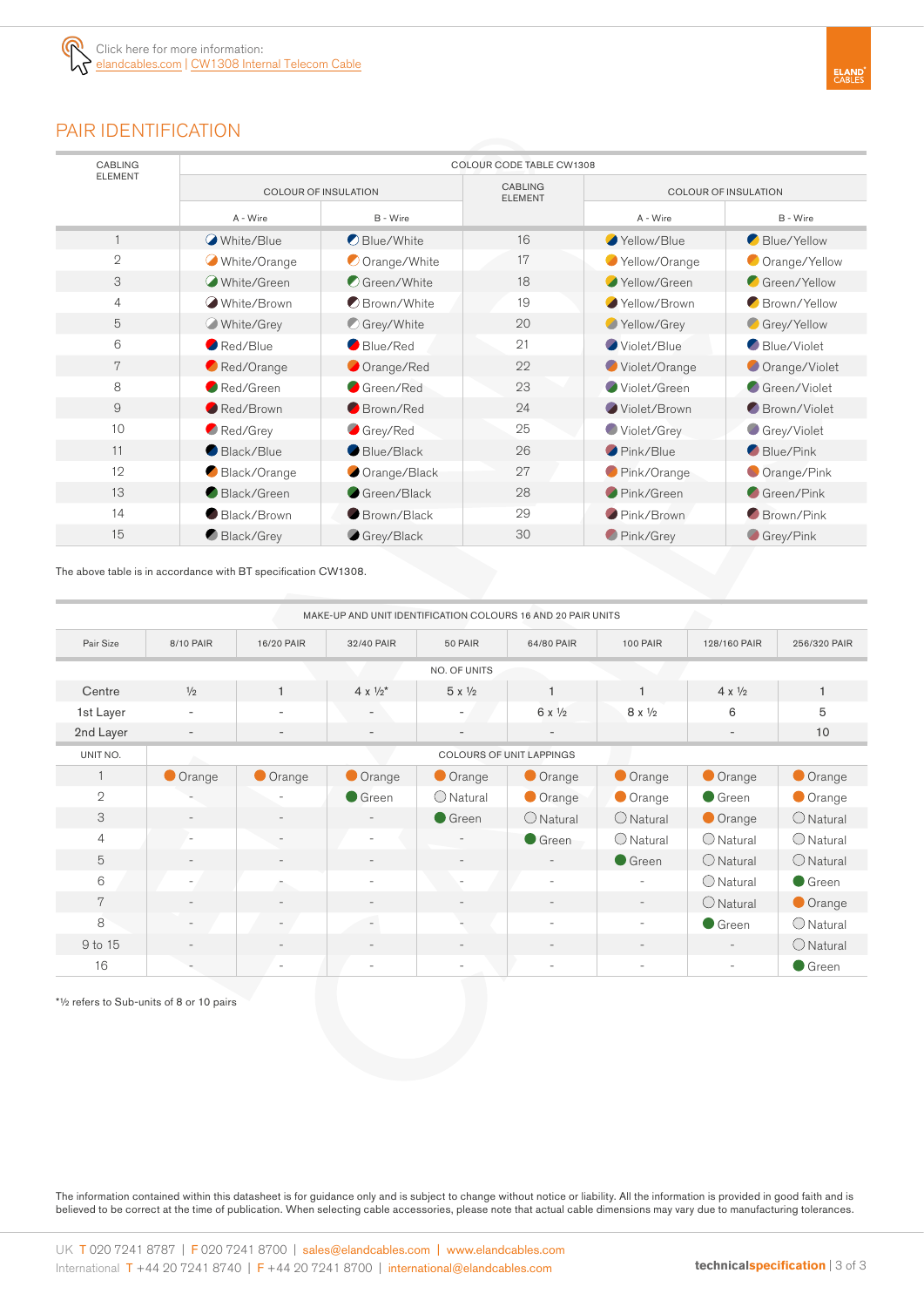Click here for more information:
elandcables.com | CW1308 Internal Telecom Cable

## PAIR IDENTIFICATION

| CABLING ELEMENT | COLOUR CODE TABLE CW1308 | | | | |
|---|---|---|---|---|---|
| | COLOUR OF INSULATION | | CABLING ELEMENT | COLOUR OF INSULATION | |
| | A - Wire | B - Wire | | A - Wire | B - Wire |
| 1 | White/Blue | Blue/White | 16 | Yellow/Blue | Blue/Yellow |
| 2 | White/Orange | Orange/White | 17 | Yellow/Orange | Orange/Yellow |
| 3 | White/Green | Green/White | 18 | Yellow/Green | Green/Yellow |
| 4 | White/Brown | Brown/White | 19 | Yellow/Brown | Brown/Yellow |
| 5 | White/Grey | Grey/White | 20 | Yellow/Grey | Grey/Yellow |
| 6 | Red/Blue | Blue/Red | 21 | Violet/Blue | Blue/Violet |
| 7 | Red/Orange | Orange/Red | 22 | Violet/Orange | Orange/Violet |
| 8 | Red/Green | Green/Red | 23 | Violet/Green | Green/Violet |
| 9 | Red/Brown | Brown/Red | 24 | Violet/Brown | Brown/Violet |
| 10 | Red/Grey | Grey/Red | 25 | Violet/Grey | Grey/Violet |
| 11 | Black/Blue | Blue/Black | 26 | Pink/Blue | Blue/Pink |
| 12 | Black/Orange | Orange/Black | 27 | Pink/Orange | Orange/Pink |
| 13 | Black/Green | Green/Black | 28 | Pink/Green | Green/Pink |
| 14 | Black/Brown | Brown/Black | 29 | Pink/Brown | Brown/Pink |
| 15 | Black/Grey | Grey/Black | 30 | Pink/Grey | Grey/Pink |

The above table is in accordance with BT specification CW1308.

| MAKE-UP AND UNIT IDENTIFICATION COLOURS 16 AND 20 PAIR UNITS | | | | | | | | |
|---|---|---|---|---|---|---|---|---|
| Pair Size | 8/10 PAIR | 16/20 PAIR | 32/40 PAIR | 50 PAIR | 64/80 PAIR | 100 PAIR | 128/160 PAIR | 256/320 PAIR |
| | NO. OF UNITS | | | | | | | |
| Centre | ½ | 1 | 4 x ½* | 5 x ½ | 1 | 1 | 4 x ½ | 1 |
| 1st Layer | - | - | - | - | 6 x ½ | 8 x ½ | 6 | 5 |
| 2nd Layer | - | - | - | - | - | - | - | 10 |
| UNIT NO. | COLOURS OF UNIT LAPPINGS | | | | | | | |
| 1 | Orange | Orange | Orange | Orange | Orange | Orange | Orange | Orange |
| 2 | - | - | Green | Natural | Orange | Orange | Green | Orange |
| 3 | - | - | - | Green | Natural | Natural | Orange | Natural |
| 4 | - | - | - | - | Green | Natural | Natural | Natural |
| 5 | - | - | - | - | - | Green | Natural | Natural |
| 6 | - | - | - | - | - | - | Natural | Green |
| 7 | - | - | - | - | - | - | Natural | Orange |
| 8 | - | - | - | - | - | - | Green | Natural |
| 9 to 15 | - | - | - | - | - | - | - | Natural |
| 16 | - | - | - | - | - | - | - | Green |

*½ refers to Sub-units of 8 or 10 pairs

The information contained within this datasheet is for guidance only and is subject to change without notice or liability. All the information is provided in good faith and is believed to be correct at the time of publication. When selecting cable accessories, please note that actual cable dimensions may vary due to manufacturing tolerances.

UK T 020 7241 8787 | F 020 7241 8700 | sales@elandcables.com | www.elandcables.com
International T +44 20 7241 8740 | F +44 20 7241 8700 | international@elandcables.com

technicalspecification